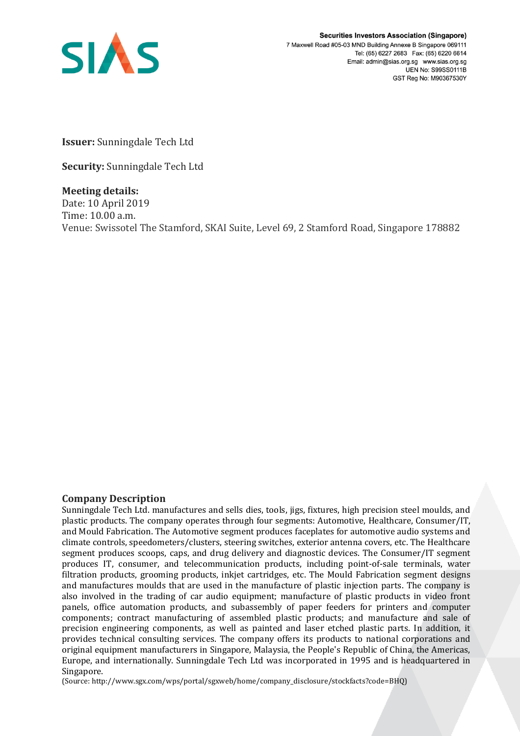Securities Investors Association (Singapore)
7 Maxwell Road #05-03 MND Building Annexe B Singapore 069111
Tel: (65) 6227 2683 Fax: (65) 6220 6614
Email: admin@sias.org.sg www.sias.org.sg
UEN No: S99SS0111B
GST Reg No: M90367530Y

**Issuer:** Sunningdale Tech Ltd

**Security:** Sunningdale Tech Ltd

**Meeting details:**
Date: 10 April 2019
Time: 10.00 a.m.
Venue: Swissotel The Stamford, SKAI Suite, Level 69, 2 Stamford Road, Singapore 178882

## Company Description

Sunningdale Tech Ltd. manufactures and sells dies, tools, jigs, fixtures, high precision steel moulds, and plastic products. The company operates through four segments: Automotive, Healthcare, Consumer/IT, and Mould Fabrication. The Automotive segment produces faceplates for automotive audio systems and climate controls, speedometers/clusters, steering switches, exterior antenna covers, etc. The Healthcare segment produces scoops, caps, and drug delivery and diagnostic devices. The Consumer/IT segment produces IT, consumer, and telecommunication products, including point-of-sale terminals, water filtration products, grooming products, inkjet cartridges, etc. The Mould Fabrication segment designs and manufactures moulds that are used in the manufacture of plastic injection parts. The company is also involved in the trading of car audio equipment; manufacture of plastic products in video front panels, office automation products, and subassembly of paper feeders for printers and computer components; contract manufacturing of assembled plastic products; and manufacture and sale of precision engineering components, as well as painted and laser etched plastic parts. In addition, it provides technical consulting services. The company offers its products to national corporations and original equipment manufacturers in Singapore, Malaysia, the People's Republic of China, the Americas, Europe, and internationally. Sunningdale Tech Ltd was incorporated in 1995 and is headquartered in Singapore.

(Source: http://www.sgx.com/wps/portal/sgxweb/home/company_disclosure/stockfacts?code=BHQ)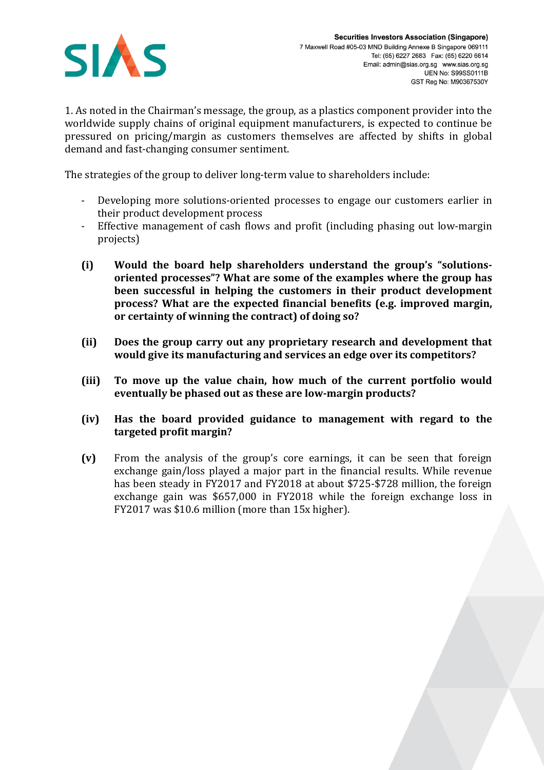1. As noted in the Chairman's message, the group, as a plastics component provider into the worldwide supply chains of original equipment manufacturers, is expected to continue be pressured on pricing/margin as customers themselves are affected by shifts in global demand and fast-changing consumer sentiment.

The strategies of the group to deliver long-term value to shareholders include:

- Developing more solutions-oriented processes to engage our customers earlier in their product development process
- Effective management of cash flows and profit (including phasing out low-margin projects)

**(i) Would the board help shareholders understand the group's "solutions-oriented processes"? What are some of the examples where the group has been successful in helping the customers in their product development process? What are the expected financial benefits (e.g. improved margin, or certainty of winning the contract) of doing so?**

**(ii) Does the group carry out any proprietary research and development that would give its manufacturing and services an edge over its competitors?**

**(iii) To move up the value chain, how much of the current portfolio would eventually be phased out as these are low-margin products?**

**(iv) Has the board provided guidance to management with regard to the targeted profit margin?**

**(v)** From the analysis of the group's core earnings, it can be seen that foreign exchange gain/loss played a major part in the financial results. While revenue has been steady in FY2017 and FY2018 at about $725-$728 million, the foreign exchange gain was $657,000 in FY2018 while the foreign exchange loss in FY2017 was $10.6 million (more than 15x higher).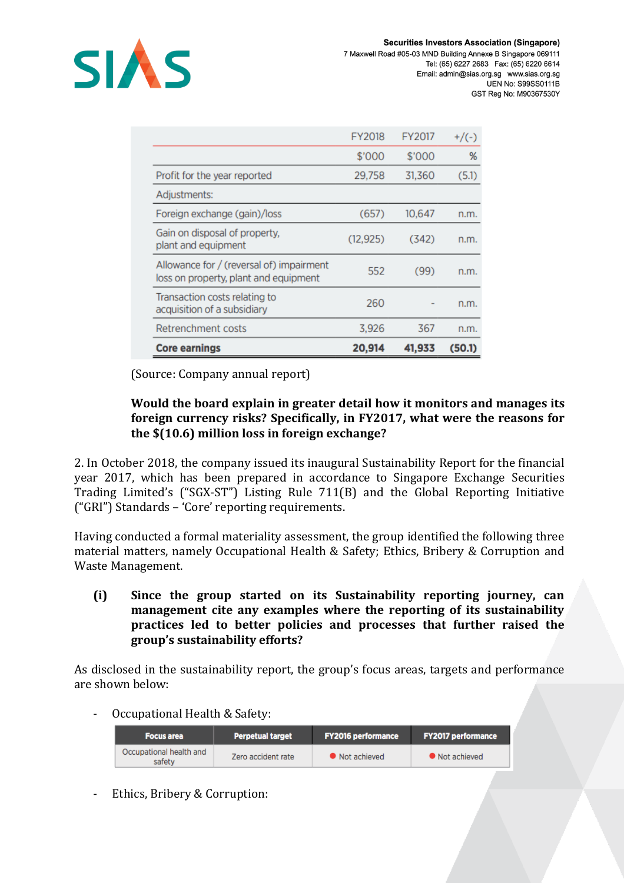| | FY2018 | FY2017 | +/(-) |
|---|---|---|---|
| | $'000 | $'000 | % |
| Profit for the year reported | 29,758 | 31,360 | (5.1) |
| Adjustments: | | | |
| Foreign exchange (gain)/loss | (657) | 10,647 | n.m. |
| Gain on disposal of property, plant and equipment | (12,925) | (342) | n.m. |
| Allowance for / (reversal of) impairment loss on property, plant and equipment | 552 | (99) | n.m. |
| Transaction costs relating to acquisition of a subsidiary | 260 | - | n.m. |
| Retrenchment costs | 3,926 | 367 | n.m. |
| **Core earnings** | **20,914** | **41,933** | **(50.1)** |

(Source: Company annual report)

**Would the board explain in greater detail how it monitors and manages its foreign currency risks? Specifically, in FY2017, what were the reasons for the $(10.6) million loss in foreign exchange?**

2. In October 2018, the company issued its inaugural Sustainability Report for the financial year 2017, which has been prepared in accordance to Singapore Exchange Securities Trading Limited's ("SGX-ST") Listing Rule 711(B) and the Global Reporting Initiative ("GRI") Standards – 'Core' reporting requirements.

Having conducted a formal materiality assessment, the group identified the following three material matters, namely Occupational Health & Safety; Ethics, Bribery & Corruption and Waste Management.

**(i) Since the group started on its Sustainability reporting journey, can management cite any examples where the reporting of its sustainability practices led to better policies and processes that further raised the group's sustainability efforts?**

As disclosed in the sustainability report, the group's focus areas, targets and performance are shown below:

- Occupational Health & Safety:

| Focus area | Perpetual target | FY2016 performance | FY2017 performance |
|---|---|---|---|
| Occupational health and safety | Zero accident rate | ● Not achieved | ● Not achieved |

- Ethics, Bribery & Corruption: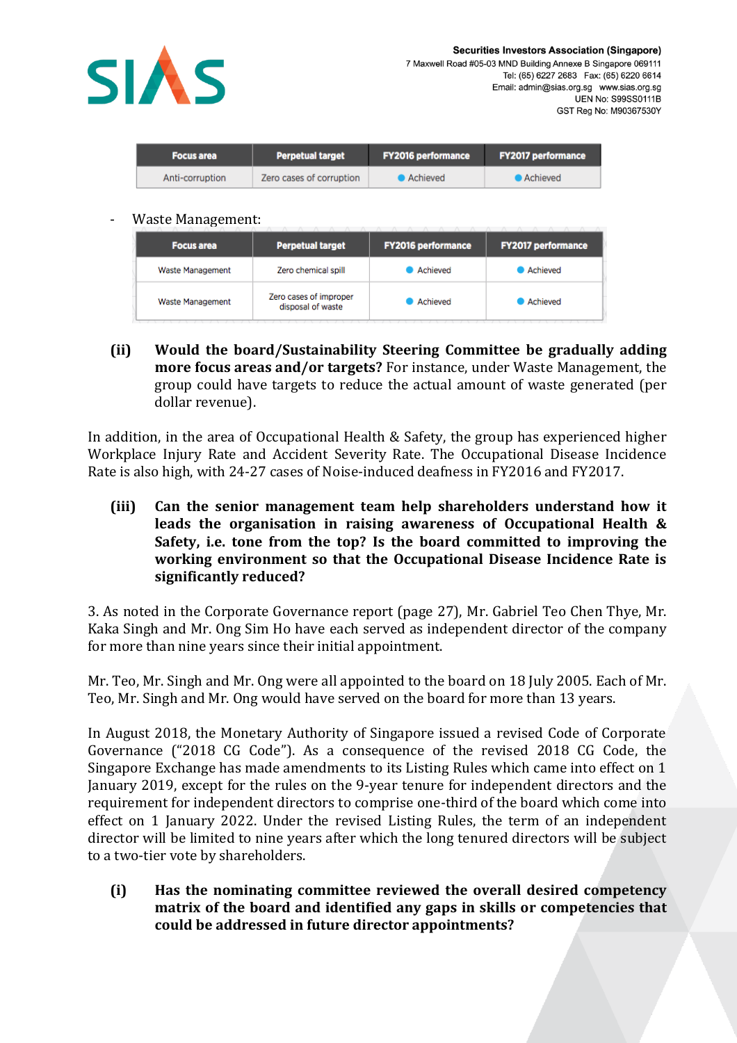| Focus area | Perpetual target | FY2016 performance | FY2017 performance |
|---|---|---|---|
| Anti-corruption | Zero cases of corruption | Achieved | Achieved |

- Waste Management:

| Focus area | Perpetual target | FY2016 performance | FY2017 performance |
|---|---|---|---|
| Waste Management | Zero chemical spill | Achieved | Achieved |
| Waste Management | Zero cases of improper disposal of waste | Achieved | Achieved |

(ii) **Would the board/Sustainability Steering Committee be gradually adding more focus areas and/or targets?** For instance, under Waste Management, the group could have targets to reduce the actual amount of waste generated (per dollar revenue).

In addition, in the area of Occupational Health & Safety, the group has experienced higher Workplace Injury Rate and Accident Severity Rate. The Occupational Disease Incidence Rate is also high, with 24-27 cases of Noise-induced deafness in FY2016 and FY2017.

(iii) **Can the senior management team help shareholders understand how it leads the organisation in raising awareness of Occupational Health & Safety, i.e. tone from the top? Is the board committed to improving the working environment so that the Occupational Disease Incidence Rate is significantly reduced?**

3. As noted in the Corporate Governance report (page 27), Mr. Gabriel Teo Chen Thye, Mr. Kaka Singh and Mr. Ong Sim Ho have each served as independent director of the company for more than nine years since their initial appointment.

Mr. Teo, Mr. Singh and Mr. Ong were all appointed to the board on 18 July 2005. Each of Mr. Teo, Mr. Singh and Mr. Ong would have served on the board for more than 13 years.

In August 2018, the Monetary Authority of Singapore issued a revised Code of Corporate Governance ("2018 CG Code"). As a consequence of the revised 2018 CG Code, the Singapore Exchange has made amendments to its Listing Rules which came into effect on 1 January 2019, except for the rules on the 9-year tenure for independent directors and the requirement for independent directors to comprise one-third of the board which come into effect on 1 January 2022. Under the revised Listing Rules, the term of an independent director will be limited to nine years after which the long tenured directors will be subject to a two-tier vote by shareholders.

(i) **Has the nominating committee reviewed the overall desired competency matrix of the board and identified any gaps in skills or competencies that could be addressed in future director appointments?**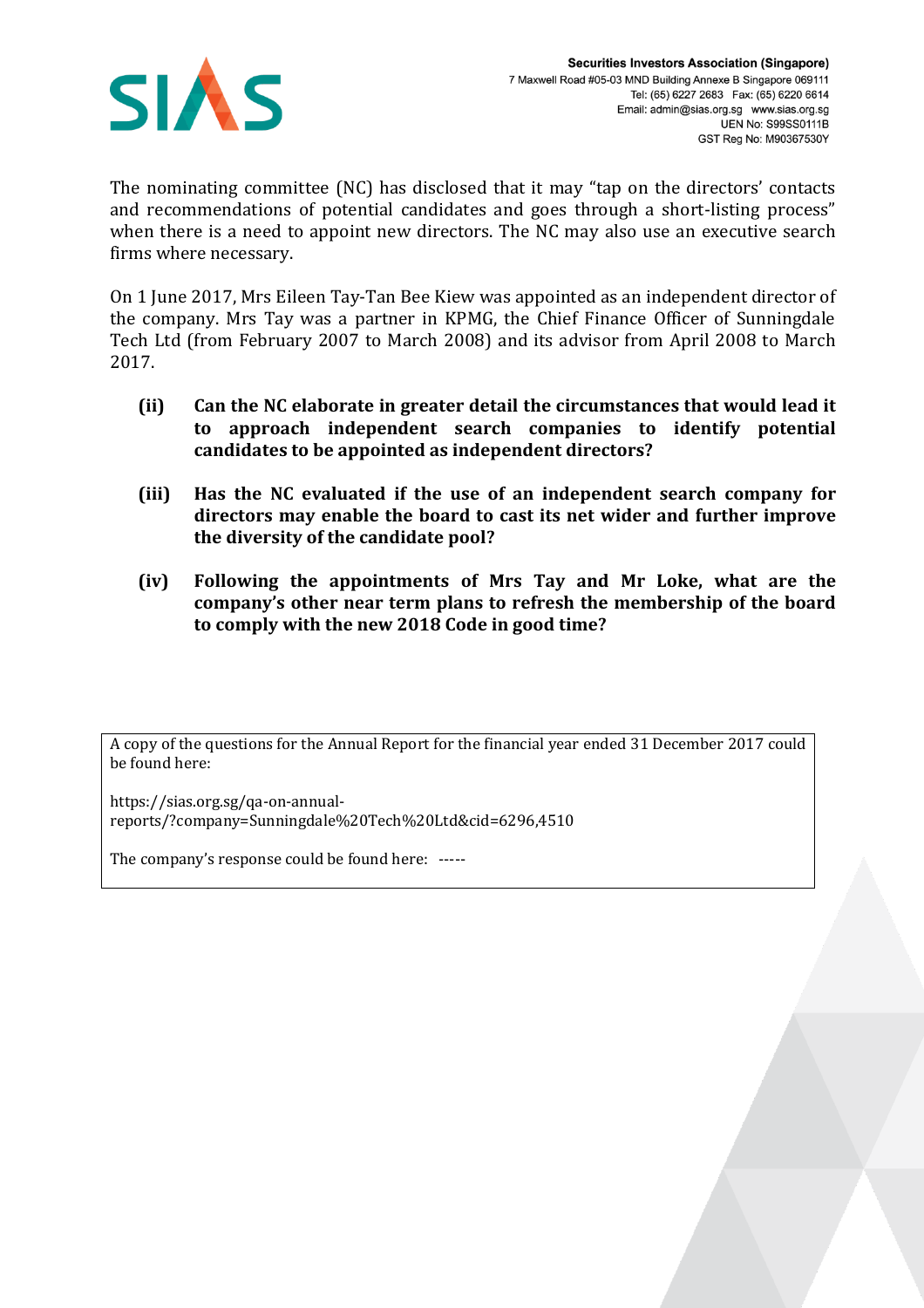The nominating committee (NC) has disclosed that it may "tap on the directors' contacts and recommendations of potential candidates and goes through a short-listing process" when there is a need to appoint new directors. The NC may also use an executive search firms where necessary.

On 1 June 2017, Mrs Eileen Tay-Tan Bee Kiew was appointed as an independent director of the company. Mrs Tay was a partner in KPMG, the Chief Finance Officer of Sunningdale Tech Ltd (from February 2007 to March 2008) and its advisor from April 2008 to March 2017.

**(ii) Can the NC elaborate in greater detail the circumstances that would lead it to approach independent search companies to identify potential candidates to be appointed as independent directors?**

**(iii) Has the NC evaluated if the use of an independent search company for directors may enable the board to cast its net wider and further improve the diversity of the candidate pool?**

**(iv) Following the appointments of Mrs Tay and Mr Loke, what are the company's other near term plans to refresh the membership of the board to comply with the new 2018 Code in good time?**

A copy of the questions for the Annual Report for the financial year ended 31 December 2017 could be found here:

https://sias.org.sg/qa-on-annual-reports/?company=Sunningdale%20Tech%20Ltd&cid=6296,4510

The company's response could be found here: -----